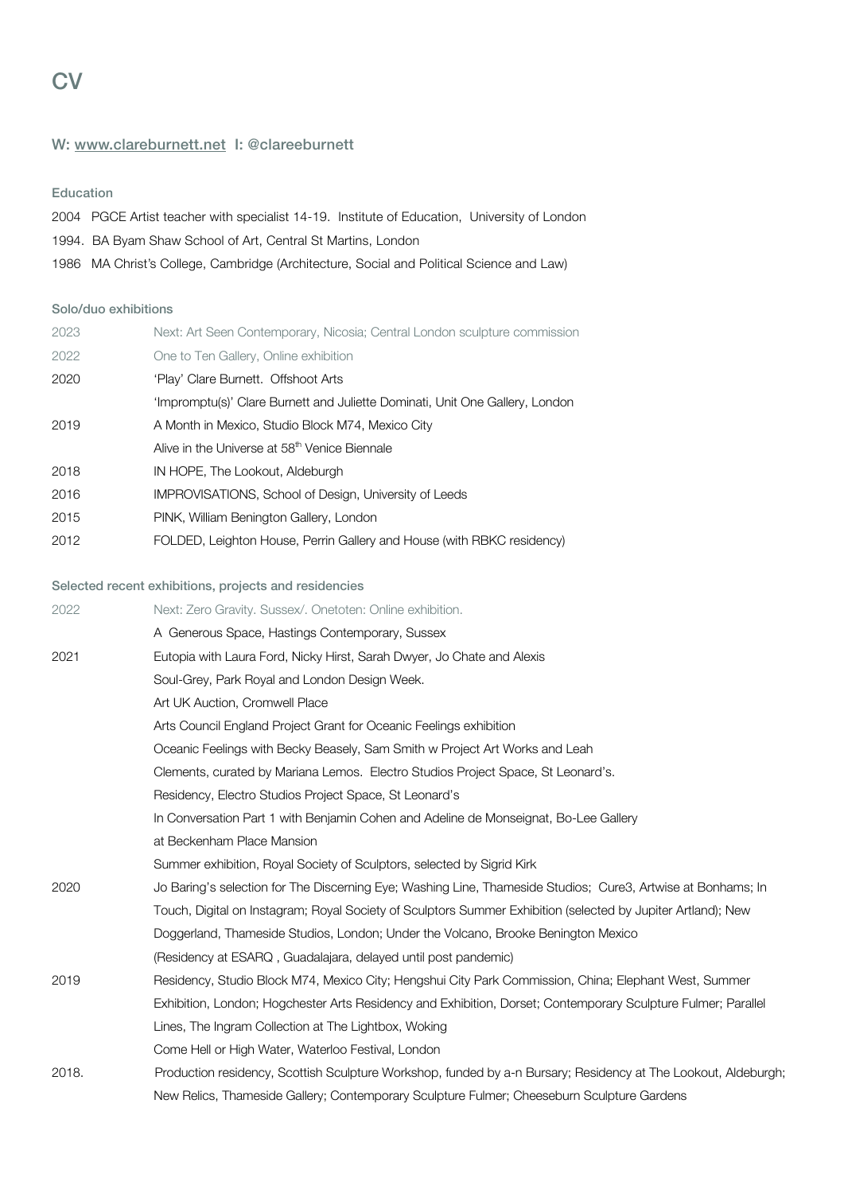# CV

**W: www.clareburnett.net I: @clareeburnett**

### Education

2004 PGCE Artist teacher with specialist 14-19. Institute of Education, University of London

1994. BA Byam Shaw School of Art, Central St Martins, London

1986 MA Christ's College, Cambridge (Architecture, Social and Political Science and Law)

### Solo/duo exhibitions

| | |
|---|---|
| 2023 | Next: Art Seen Contemporary, Nicosia; Central London sculpture commission |
| 2022 | One to Ten Gallery, Online exhibition |
| 2020 | 'Play' Clare Burnett. Offshoot Arts |
| | 'Impromptu(s)' Clare Burnett and Juliette Dominati, Unit One Gallery, London |
| 2019 | A Month in Mexico, Studio Block M74, Mexico City |
| | Alive in the Universe at 58th Venice Biennale |
| 2018 | IN HOPE, The Lookout, Aldeburgh |
| 2016 | IMPROVISATIONS, School of Design, University of Leeds |
| 2015 | PINK, William Benington Gallery, London |
| 2012 | FOLDED, Leighton House, Perrin Gallery and House (with RBKC residency) |

### Selected recent exhibitions, projects and residencies

| | |
|---|---|
| 2022 | Next: Zero Gravity. Sussex/. Onetoten: Online exhibition. |
| | A Generous Space, Hastings Contemporary, Sussex |
| 2021 | Eutopia with Laura Ford, Nicky Hirst, Sarah Dwyer, Jo Chate and Alexis |
| | Soul-Grey, Park Royal and London Design Week. |
| | Art UK Auction, Cromwell Place |
| | Arts Council England Project Grant for Oceanic Feelings exhibition |
| | Oceanic Feelings with Becky Beasely, Sam Smith w Project Art Works and Leah Clements, curated by Mariana Lemos. Electro Studios Project Space, St Leonard's. |
| | Residency, Electro Studios Project Space, St Leonard's |
| | In Conversation Part 1 with Benjamin Cohen and Adeline de Monseignat, Bo-Lee Gallery at Beckenham Place Mansion |
| | Summer exhibition, Royal Society of Sculptors, selected by Sigrid Kirk |
| 2020 | Jo Baring's selection for The Discerning Eye; Washing Line, Thameside Studios; Cure3, Artwise at Bonhams; In Touch, Digital on Instagram; Royal Society of Sculptors Summer Exhibition (selected by Jupiter Artland); New Doggerland, Thameside Studios, London; Under the Volcano, Brooke Benington Mexico (Residency at ESARQ , Guadalajara, delayed until post pandemic) |
| 2019 | Residency, Studio Block M74, Mexico City; Hengshui City Park Commission, China; Elephant West, Summer Exhibition, London; Hogchester Arts Residency and Exhibition, Dorset; Contemporary Sculpture Fulmer; Parallel Lines, The Ingram Collection at The Lightbox, Woking |
| | Come Hell or High Water, Waterloo Festival, London |
| 2018. | Production residency, Scottish Sculpture Workshop, funded by a-n Bursary; Residency at The Lookout, Aldeburgh; New Relics, Thameside Gallery; Contemporary Sculpture Fulmer; Cheeseburn Sculpture Gardens |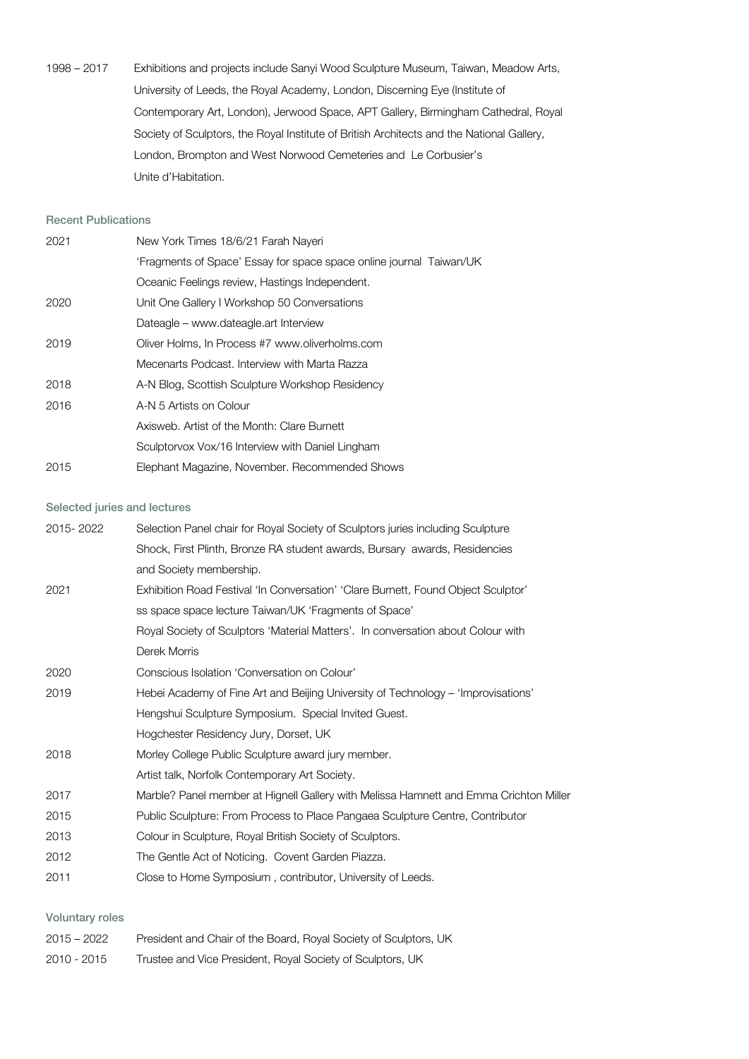| | |
|---|---|
| 1998 – 2017 | Exhibitions and projects include Sanyi Wood Sculpture Museum, Taiwan, Meadow Arts, University of Leeds, the Royal Academy, London, Discerning Eye (Institute of Contemporary Art, London), Jerwood Space, APT Gallery, Birmingham Cathedral, Royal Society of Sculptors, the Royal Institute of British Architects and the National Gallery, London, Brompton and West Norwood Cemeteries and Le Corbusier's Unite d'Habitation. |

## Recent Publications

| | |
|---|---|
| 2021 | New York Times 18/6/21 Farah Nayeri |
| | 'Fragments of Space' Essay for space space online journal Taiwan/UK |
| | Oceanic Feelings review, Hastings Independent. |
| 2020 | Unit One Gallery I Workshop 50 Conversations |
| | Dateagle – www.dateagle.art Interview |
| 2019 | Oliver Holms, In Process #7 www.oliverholms.com |
| | Mecenarts Podcast. Interview with Marta Razza |
| 2018 | A-N Blog, Scottish Sculpture Workshop Residency |
| 2016 | A-N 5 Artists on Colour |
| | Axisweb. Artist of the Month: Clare Burnett |
| | Sculptorvox Vox/16 Interview with Daniel Lingham |
| 2015 | Elephant Magazine, November. Recommended Shows |

## Selected juries and lectures

| | |
|---|---|
| 2015- 2022 | Selection Panel chair for Royal Society of Sculptors juries including Sculpture Shock, First Plinth, Bronze RA student awards, Bursary awards, Residencies and Society membership. |
| 2021 | Exhibition Road Festival 'In Conversation' 'Clare Burnett, Found Object Sculptor' |
| | ss space space lecture Taiwan/UK 'Fragments of Space' |
| | Royal Society of Sculptors 'Material Matters'. In conversation about Colour with Derek Morris |
| 2020 | Conscious Isolation 'Conversation on Colour' |
| 2019 | Hebei Academy of Fine Art and Beijing University of Technology – 'Improvisations' |
| | Hengshui Sculpture Symposium. Special Invited Guest. |
| | Hogchester Residency Jury, Dorset, UK |
| 2018 | Morley College Public Sculpture award jury member. |
| | Artist talk, Norfolk Contemporary Art Society. |
| 2017 | Marble? Panel member at Hignell Gallery with Melissa Hamnett and Emma Crichton Miller |
| 2015 | Public Sculpture: From Process to Place Pangaea Sculpture Centre, Contributor |
| 2013 | Colour in Sculpture, Royal British Society of Sculptors. |
| 2012 | The Gentle Act of Noticing. Covent Garden Piazza. |
| 2011 | Close to Home Symposium , contributor, University of Leeds. |

## Voluntary roles

| | |
|---|---|
| 2015 – 2022 | President and Chair of the Board, Royal Society of Sculptors, UK |
| 2010 - 2015 | Trustee and Vice President, Royal Society of Sculptors, UK |